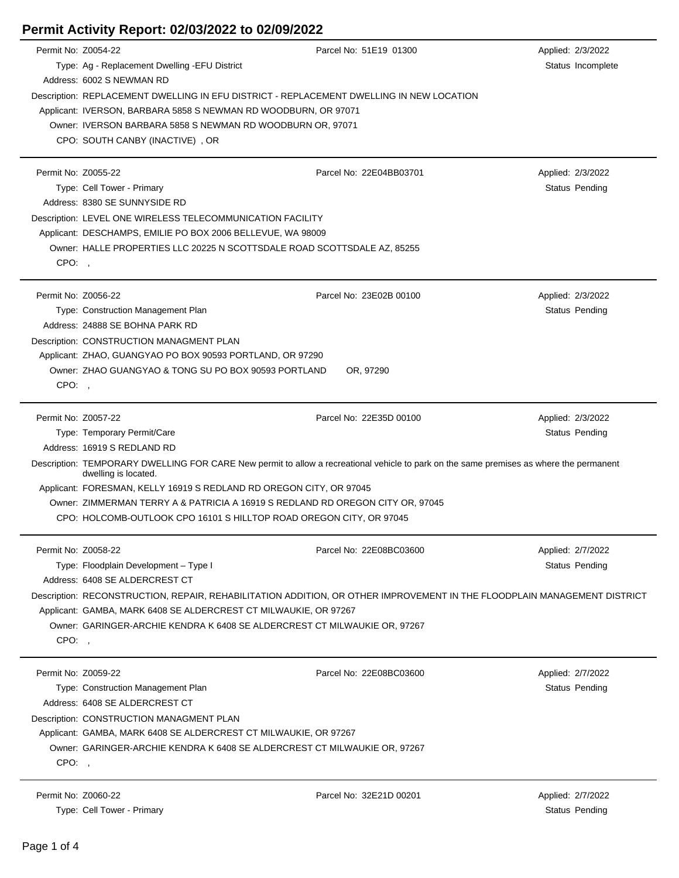# Permit Activity Report: 02/03/2022 to 02/09/2022

Permit No: Z0054-22 | Parcel No: 51E19 01300 | Applied: 2/3/2022

Type: Ag - Replacement Dwelling -EFU District | Status Incomplete

Address: 6002 S NEWMAN RD

Description: REPLACEMENT DWELLING IN EFU DISTRICT - REPLACEMENT DWELLING IN NEW LOCATION

Applicant: IVERSON, BARBARA 5858 S NEWMAN RD WOODBURN, OR 97071

Owner: IVERSON BARBARA 5858 S NEWMAN RD WOODBURN OR, 97071

CPO: SOUTH CANBY (INACTIVE) , OR

---

Permit No: Z0055-22 | Parcel No: 22E04BB03701 | Applied: 2/3/2022

Type: Cell Tower - Primary | Status Pending

Address: 8380 SE SUNNYSIDE RD

Description: LEVEL ONE WIRELESS TELECOMMUNICATION FACILITY

Applicant: DESCHAMPS, EMILIE PO BOX 2006 BELLEVUE, WA 98009

Owner: HALLE PROPERTIES LLC 20225 N SCOTTSDALE ROAD SCOTTSDALE AZ, 85255

CPO: ,

---

Permit No: Z0056-22 | Parcel No: 23E02B 00100 | Applied: 2/3/2022

Type: Construction Management Plan | Status Pending

Address: 24888 SE BOHNA PARK RD

Description: CONSTRUCTION MANAGMENT PLAN

Applicant: ZHAO, GUANGYAO PO BOX 90593 PORTLAND, OR 97290

Owner: ZHAO GUANGYAO & TONG SU PO BOX 90593 PORTLAND OR, 97290

CPO: ,

---

Permit No: Z0057-22 | Parcel No: 22E35D 00100 | Applied: 2/3/2022

Type: Temporary Permit/Care | Status Pending

Address: 16919 S REDLAND RD

Description: TEMPORARY DWELLING FOR CARE New permit to allow a recreational vehicle to park on the same premises as where the permanent dwelling is located.

Applicant: FORESMAN, KELLY 16919 S REDLAND RD OREGON CITY, OR 97045

Owner: ZIMMERMAN TERRY A & PATRICIA A 16919 S REDLAND RD OREGON CITY OR, 97045

CPO: HOLCOMB-OUTLOOK CPO 16101 S HILLTOP ROAD OREGON CITY, OR 97045

---

Permit No: Z0058-22 | Parcel No: 22E08BC03600 | Applied: 2/7/2022

Type: Floodplain Development – Type I | Status Pending

Address: 6408 SE ALDERCREST CT

Description: RECONSTRUCTION, REPAIR, REHABILITATION ADDITION, OR OTHER IMPROVEMENT IN THE FLOODPLAIN MANAGEMENT DISTRICT

Applicant: GAMBA, MARK 6408 SE ALDERCREST CT MILWAUKIE, OR 97267

Owner: GARINGER-ARCHIE KENDRA K 6408 SE ALDERCREST CT MILWAUKIE OR, 97267

CPO: ,

---

Permit No: Z0059-22 | Parcel No: 22E08BC03600 | Applied: 2/7/2022

Type: Construction Management Plan | Status Pending

Address: 6408 SE ALDERCREST CT

Description: CONSTRUCTION MANAGMENT PLAN

Applicant: GAMBA, MARK 6408 SE ALDERCREST CT MILWAUKIE, OR 97267

Owner: GARINGER-ARCHIE KENDRA K 6408 SE ALDERCREST CT MILWAUKIE OR, 97267

CPO: ,

---

Permit No: Z0060-22 | Parcel No: 32E21D 00201 | Applied: 2/7/2022

Type: Cell Tower - Primary | Status Pending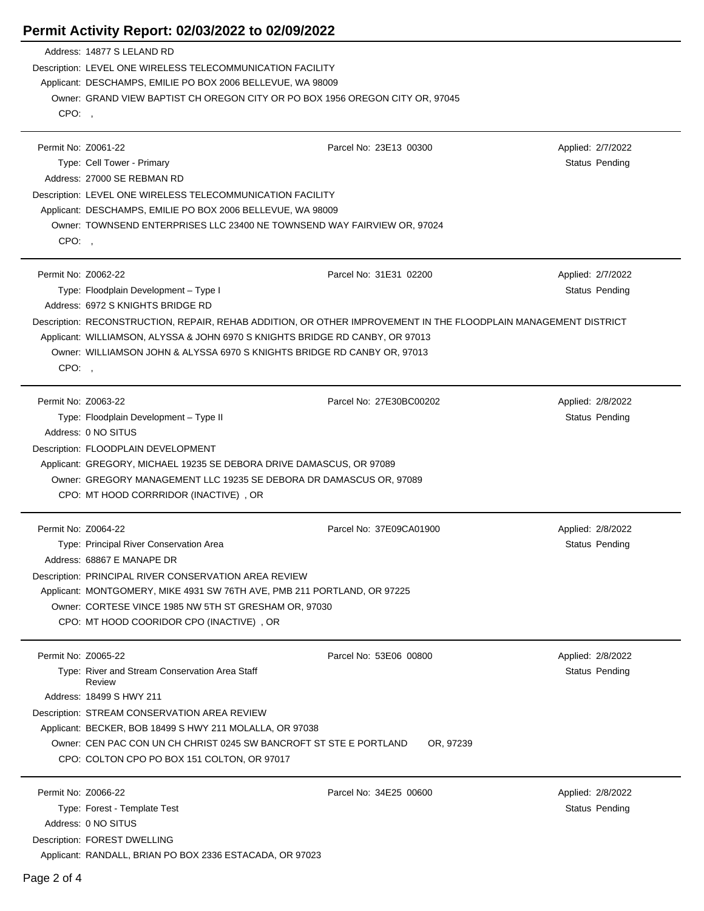# Permit Activity Report: 02/03/2022 to 02/09/2022

Address: 14877 S LELAND RD
Description: LEVEL ONE WIRELESS TELECOMMUNICATION FACILITY
Applicant: DESCHAMPS, EMILIE PO BOX 2006 BELLEVUE, WA 98009
Owner: GRAND VIEW BAPTIST CH OREGON CITY OR PO BOX 1956 OREGON CITY OR, 97045
CPO: ,

---

Permit No: Z0061-22 | Parcel No: 23E13 00300 | Applied: 2/7/2022
Type: Cell Tower - Primary | Status Pending
Address: 27000 SE REBMAN RD
Description: LEVEL ONE WIRELESS TELECOMMUNICATION FACILITY
Applicant: DESCHAMPS, EMILIE PO BOX 2006 BELLEVUE, WA 98009
Owner: TOWNSEND ENTERPRISES LLC 23400 NE TOWNSEND WAY FAIRVIEW OR, 97024
CPO: ,

---

Permit No: Z0062-22 | Parcel No: 31E31 02200 | Applied: 2/7/2022
Type: Floodplain Development – Type I | Status Pending
Address: 6972 S KNIGHTS BRIDGE RD
Description: RECONSTRUCTION, REPAIR, REHAB ADDITION, OR OTHER IMPROVEMENT IN THE FLOODPLAIN MANAGEMENT DISTRICT
Applicant: WILLIAMSON, ALYSSA & JOHN 6970 S KNIGHTS BRIDGE RD CANBY, OR 97013
Owner: WILLIAMSON JOHN & ALYSSA 6970 S KNIGHTS BRIDGE RD CANBY OR, 97013
CPO: ,

---

Permit No: Z0063-22 | Parcel No: 27E30BC00202 | Applied: 2/8/2022
Type: Floodplain Development – Type II | Status Pending
Address: 0 NO SITUS
Description: FLOODPLAIN DEVELOPMENT
Applicant: GREGORY, MICHAEL 19235 SE DEBORA DRIVE DAMASCUS, OR 97089
Owner: GREGORY MANAGEMENT LLC 19235 SE DEBORA DR DAMASCUS OR, 97089
CPO: MT HOOD CORRRIDOR (INACTIVE) , OR

---

Permit No: Z0064-22 | Parcel No: 37E09CA01900 | Applied: 2/8/2022
Type: Principal River Conservation Area | Status Pending
Address: 68867 E MANAPE DR
Description: PRINCIPAL RIVER CONSERVATION AREA REVIEW
Applicant: MONTGOMERY, MIKE 4931 SW 76TH AVE, PMB 211 PORTLAND, OR 97225
Owner: CORTESE VINCE 1985 NW 5TH ST GRESHAM OR, 97030
CPO: MT HOOD COORIDOR CPO (INACTIVE) , OR

---

Permit No: Z0065-22 | Parcel No: 53E06 00800 | Applied: 2/8/2022
Type: River and Stream Conservation Area Staff Review | Status Pending
Address: 18499 S HWY 211
Description: STREAM CONSERVATION AREA REVIEW
Applicant: BECKER, BOB 18499 S HWY 211 MOLALLA, OR 97038
Owner: CEN PAC CON UN CH CHRIST 0245 SW BANCROFT ST STE E PORTLAND OR, 97239
CPO: COLTON CPO PO BOX 151 COLTON, OR 97017

---

Permit No: Z0066-22 | Parcel No: 34E25 00600 | Applied: 2/8/2022
Type: Forest - Template Test | Status Pending
Address: 0 NO SITUS
Description: FOREST DWELLING
Applicant: RANDALL, BRIAN PO BOX 2336 ESTACADA, OR 97023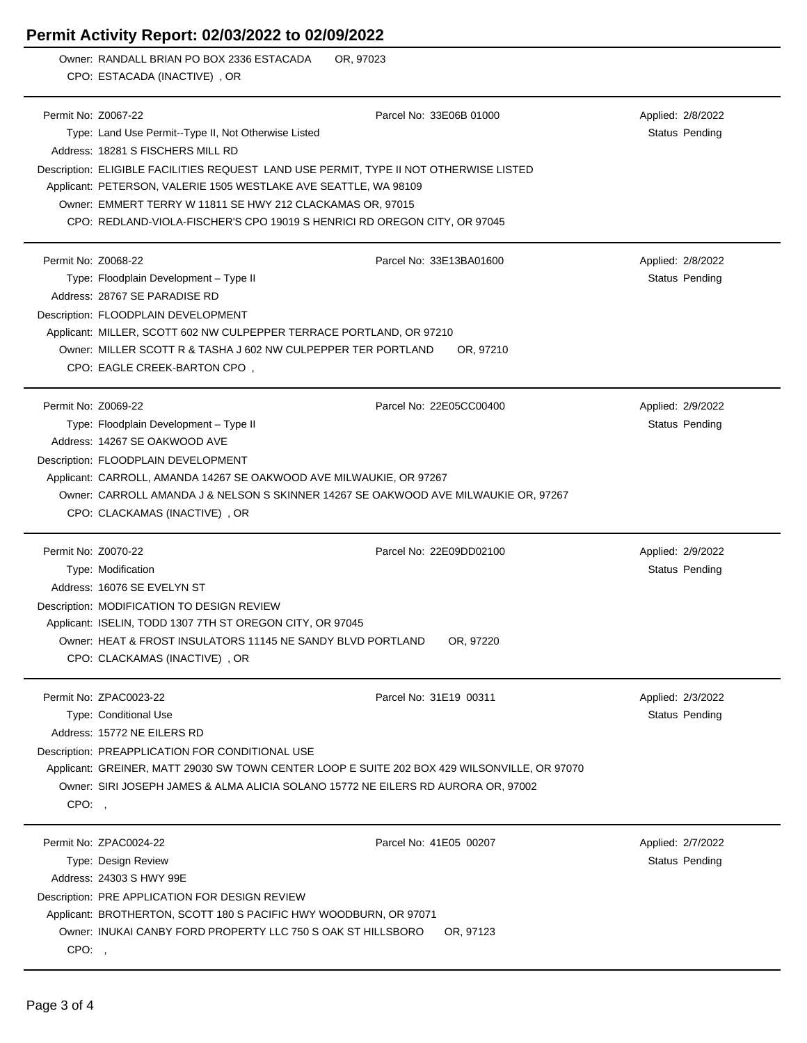# Permit Activity Report: 02/03/2022 to 02/09/2022

Owner: RANDALL BRIAN PO BOX 2336 ESTACADA OR, 97023
CPO: ESTACADA (INACTIVE) , OR

---

Permit No: Z0067-22 | Parcel No: 33E06B 01000 | Applied: 2/8/2022
Type: Land Use Permit--Type II, Not Otherwise Listed | Status Pending
Address: 18281 S FISCHERS MILL RD
Description: ELIGIBLE FACILITIES REQUEST LAND USE PERMIT, TYPE II NOT OTHERWISE LISTED
Applicant: PETERSON, VALERIE 1505 WESTLAKE AVE SEATTLE, WA 98109
Owner: EMMERT TERRY W 11811 SE HWY 212 CLACKAMAS OR, 97015
CPO: REDLAND-VIOLA-FISCHER'S CPO 19019 S HENRICI RD OREGON CITY, OR 97045

---

Permit No: Z0068-22 | Parcel No: 33E13BA01600 | Applied: 2/8/2022
Type: Floodplain Development – Type II | Status Pending
Address: 28767 SE PARADISE RD
Description: FLOODPLAIN DEVELOPMENT
Applicant: MILLER, SCOTT 602 NW CULPEPPER TERRACE PORTLAND, OR 97210
Owner: MILLER SCOTT R & TASHA J 602 NW CULPEPPER TER PORTLAND OR, 97210
CPO: EAGLE CREEK-BARTON CPO ,

---

Permit No: Z0069-22 | Parcel No: 22E05CC00400 | Applied: 2/9/2022
Type: Floodplain Development – Type II | Status Pending
Address: 14267 SE OAKWOOD AVE
Description: FLOODPLAIN DEVELOPMENT
Applicant: CARROLL, AMANDA 14267 SE OAKWOOD AVE MILWAUKIE, OR 97267
Owner: CARROLL AMANDA J & NELSON S SKINNER 14267 SE OAKWOOD AVE MILWAUKIE OR, 97267
CPO: CLACKAMAS (INACTIVE) , OR

---

Permit No: Z0070-22 | Parcel No: 22E09DD02100 | Applied: 2/9/2022
Type: Modification | Status Pending
Address: 16076 SE EVELYN ST
Description: MODIFICATION TO DESIGN REVIEW
Applicant: ISELIN, TODD 1307 7TH ST OREGON CITY, OR 97045
Owner: HEAT & FROST INSULATORS 11145 NE SANDY BLVD PORTLAND OR, 97220
CPO: CLACKAMAS (INACTIVE) , OR

---

Permit No: ZPAC0023-22 | Parcel No: 31E19 00311 | Applied: 2/3/2022
Type: Conditional Use | Status Pending
Address: 15772 NE EILERS RD
Description: PREAPPLICATION FOR CONDITIONAL USE
Applicant: GREINER, MATT 29030 SW TOWN CENTER LOOP E SUITE 202 BOX 429 WILSONVILLE, OR 97070
Owner: SIRI JOSEPH JAMES & ALMA ALICIA SOLANO 15772 NE EILERS RD AURORA OR, 97002
CPO: ,

---

Permit No: ZPAC0024-22 | Parcel No: 41E05 00207 | Applied: 2/7/2022
Type: Design Review | Status Pending
Address: 24303 S HWY 99E
Description: PRE APPLICATION FOR DESIGN REVIEW
Applicant: BROTHERTON, SCOTT 180 S PACIFIC HWY WOODBURN, OR 97071
Owner: INUKAI CANBY FORD PROPERTY LLC 750 S OAK ST HILLSBORO OR, 97123
CPO: ,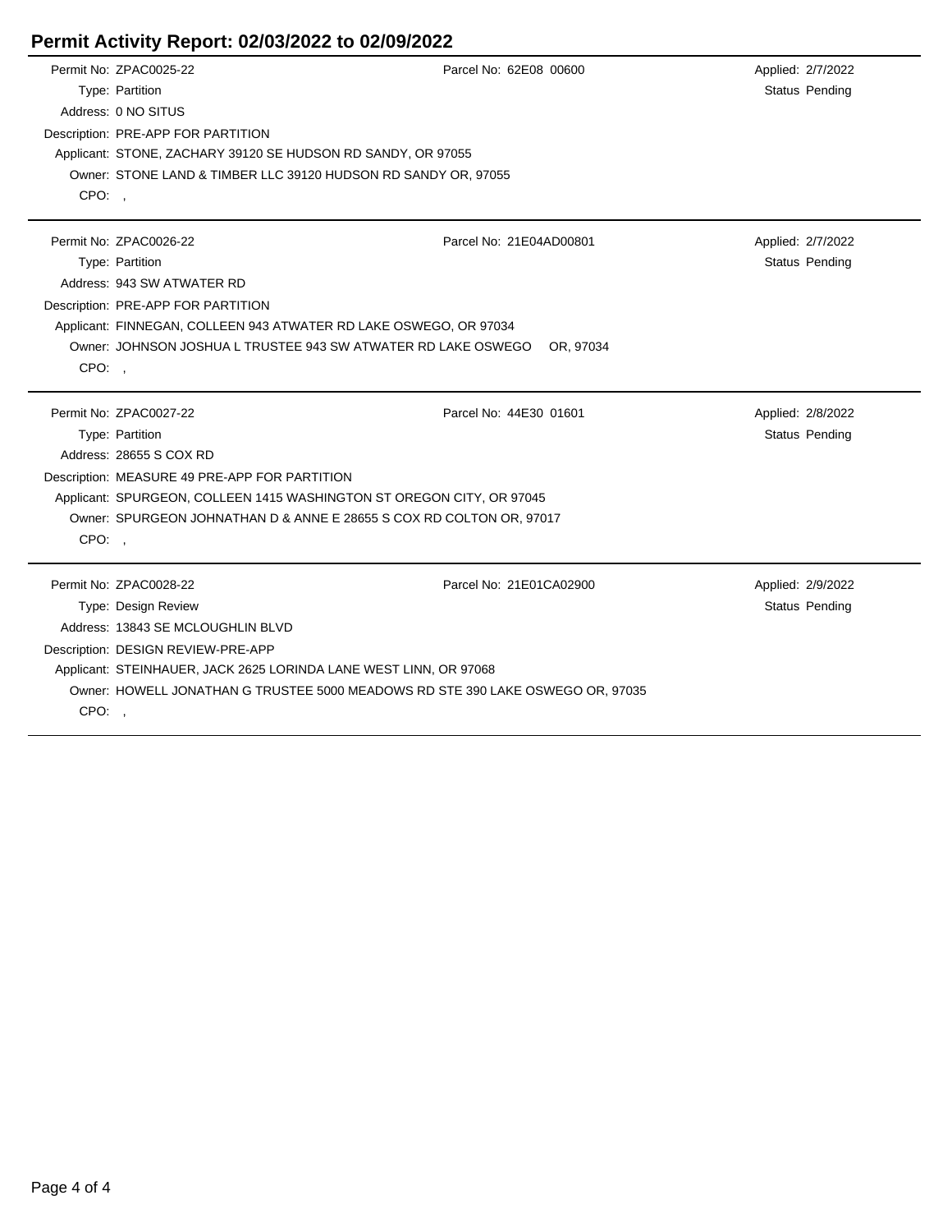# Permit Activity Report: 02/03/2022 to 02/09/2022

Permit No: ZPAC0025-22 | Parcel No: 62E08 00600 | Applied: 2/7/2022

Type: Partition | Status Pending

Address: 0 NO SITUS

Description: PRE-APP FOR PARTITION

Applicant: STONE, ZACHARY 39120 SE HUDSON RD SANDY, OR 97055

Owner: STONE LAND & TIMBER LLC 39120 HUDSON RD SANDY OR, 97055

CPO: ,

---

Permit No: ZPAC0026-22 | Parcel No: 21E04AD00801 | Applied: 2/7/2022

Type: Partition | Status Pending

Address: 943 SW ATWATER RD

Description: PRE-APP FOR PARTITION

Applicant: FINNEGAN, COLLEEN 943 ATWATER RD LAKE OSWEGO, OR 97034

Owner: JOHNSON JOSHUA L TRUSTEE 943 SW ATWATER RD LAKE OSWEGO OR, 97034

CPO: ,

---

Permit No: ZPAC0027-22 | Parcel No: 44E30 01601 | Applied: 2/8/2022

Type: Partition | Status Pending

Address: 28655 S COX RD

Description: MEASURE 49 PRE-APP FOR PARTITION

Applicant: SPURGEON, COLLEEN 1415 WASHINGTON ST OREGON CITY, OR 97045

Owner: SPURGEON JOHNATHAN D & ANNE E 28655 S COX RD COLTON OR, 97017

CPO: ,

---

Permit No: ZPAC0028-22 | Parcel No: 21E01CA02900 | Applied: 2/9/2022

Type: Design Review | Status Pending

Address: 13843 SE MCLOUGHLIN BLVD

Description: DESIGN REVIEW-PRE-APP

Applicant: STEINHAUER, JACK 2625 LORINDA LANE WEST LINN, OR 97068

Owner: HOWELL JONATHAN G TRUSTEE 5000 MEADOWS RD STE 390 LAKE OSWEGO OR, 97035

CPO: ,